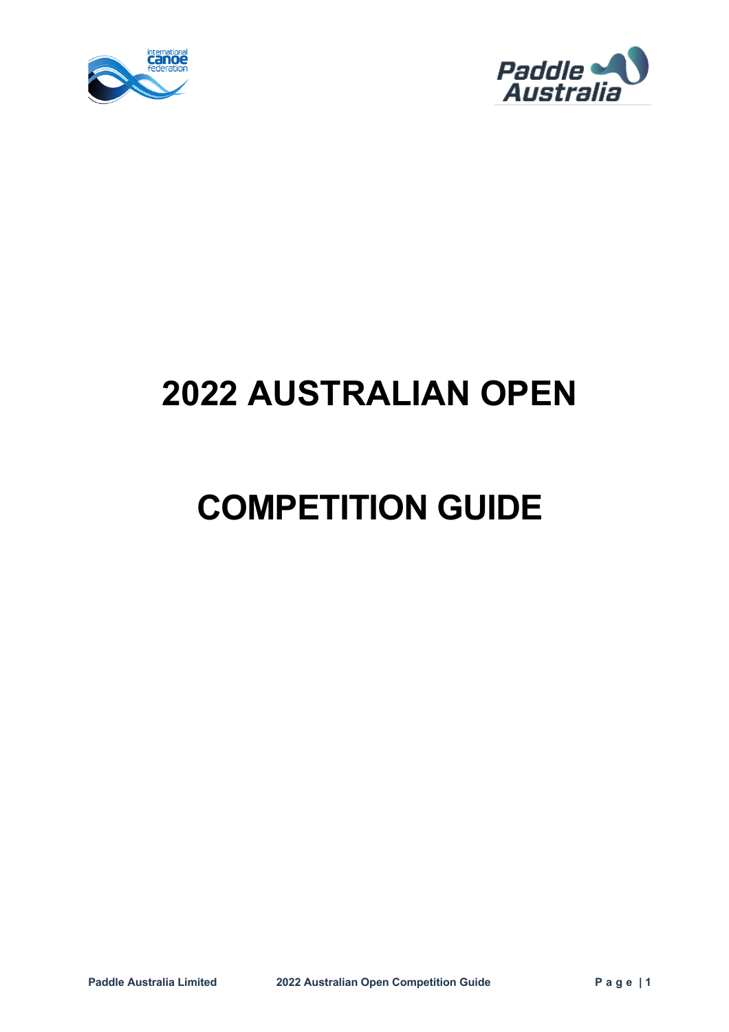# 2022 AUSTRALIAN OPEN

# COMPETITION GUIDE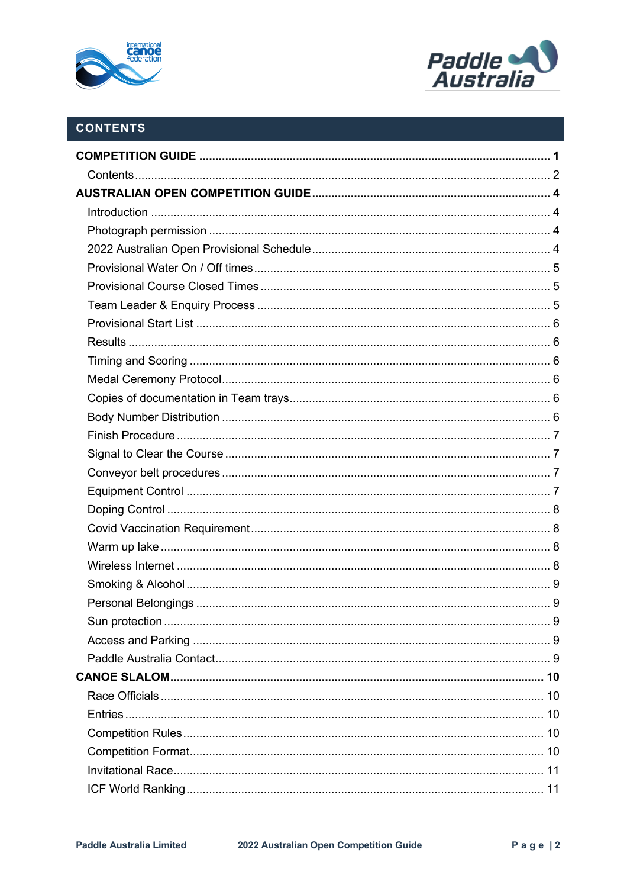## CONTENTS

| | |
|---|---|
| **COMPETITION GUIDE** | **1** |
| Contents | 2 |
| **AUSTRALIAN OPEN COMPETITION GUIDE** | **4** |
| Introduction | 4 |
| Photograph permission | 4 |
| 2022 Australian Open Provisional Schedule | 4 |
| Provisional Water On / Off times | 5 |
| Provisional Course Closed Times | 5 |
| Team Leader & Enquiry Process | 5 |
| Provisional Start List | 6 |
| Results | 6 |
| Timing and Scoring | 6 |
| Medal Ceremony Protocol | 6 |
| Copies of documentation in Team trays | 6 |
| Body Number Distribution | 6 |
| Finish Procedure | 7 |
| Signal to Clear the Course | 7 |
| Conveyor belt procedures | 7 |
| Equipment Control | 7 |
| Doping Control | 8 |
| Covid Vaccination Requirement | 8 |
| Warm up lake | 8 |
| Wireless Internet | 8 |
| Smoking & Alcohol | 9 |
| Personal Belongings | 9 |
| Sun protection | 9 |
| Access and Parking | 9 |
| Paddle Australia Contact | 9 |
| **CANOE SLALOM** | **10** |
| Race Officials | 10 |
| Entries | 10 |
| Competition Rules | 10 |
| Competition Format | 10 |
| Invitational Race | 11 |
| ICF World Ranking | 11 |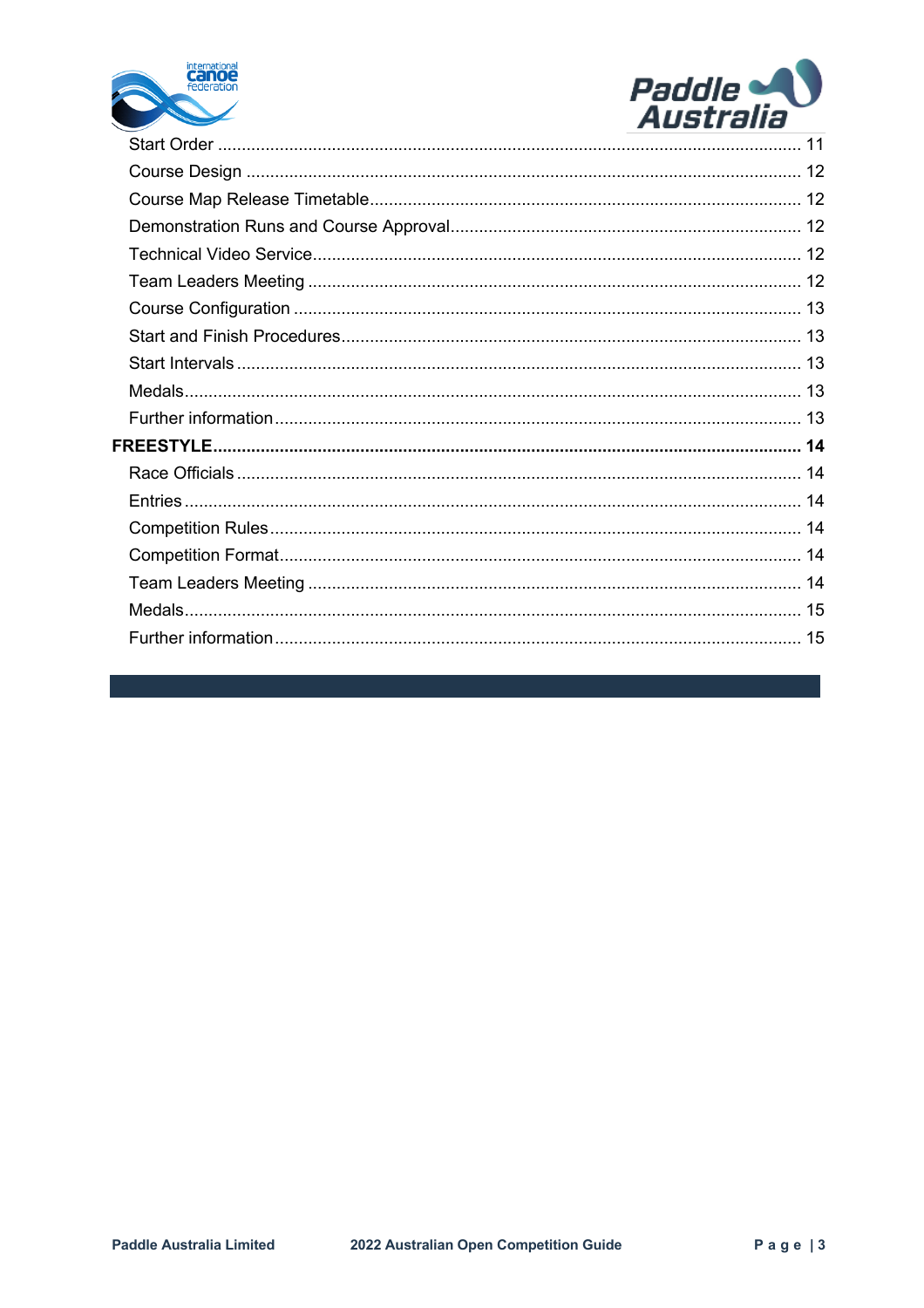Start Order ........................................................................................................................ 11

Course Design ................................................................................................................... 12

Course Map Release Timetable.......................................................................................... 12

Demonstration Runs and Course Approval......................................................................... 12

Technical Video Service..................................................................................................... 12

Team Leaders Meeting ...................................................................................................... 12

Course Configuration ......................................................................................................... 13

Start and Finish Procedures............................................................................................... 13

Start Intervals ..................................................................................................................... 13

Medals................................................................................................................................ 13

Further information ............................................................................................................. 13

**FREESTYLE.......................................................................................................................... 14**

Race Officials ..................................................................................................................... 14

Entries ................................................................................................................................ 14

Competition Rules .............................................................................................................. 14

Competition Format............................................................................................................ 14

Team Leaders Meeting ...................................................................................................... 14

Medals................................................................................................................................ 15

Further information ............................................................................................................. 15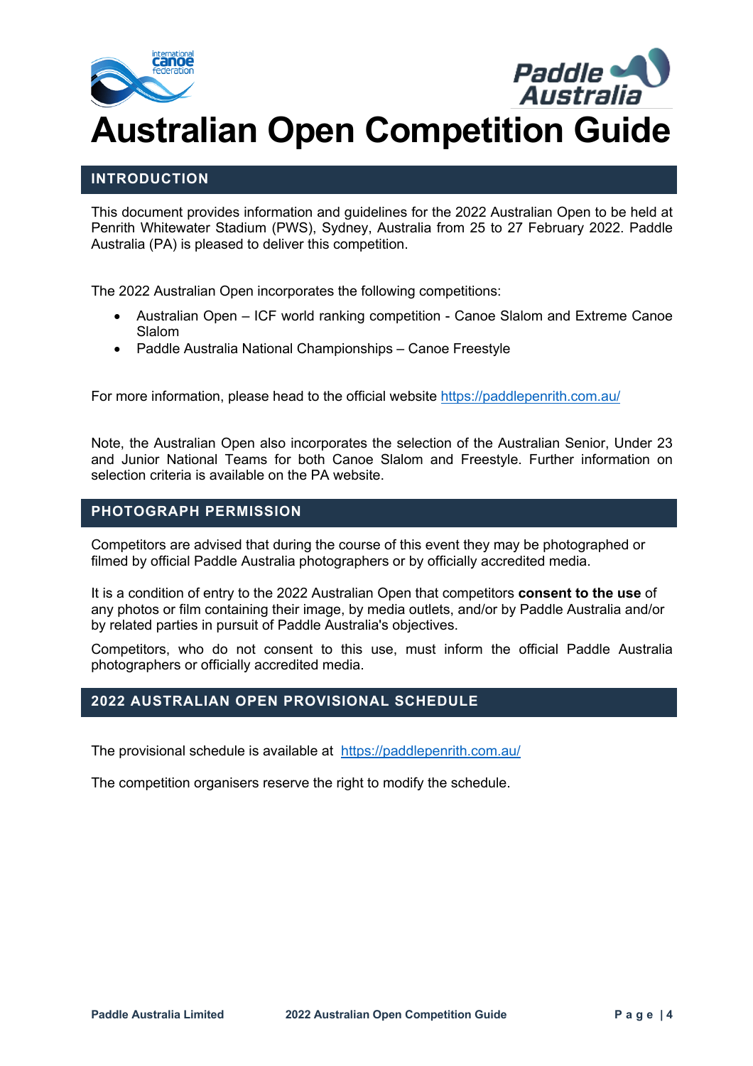# Australian Open Competition Guide

## INTRODUCTION

This document provides information and guidelines for the 2022 Australian Open to be held at Penrith Whitewater Stadium (PWS), Sydney, Australia from 25 to 27 February 2022. Paddle Australia (PA) is pleased to deliver this competition.

The 2022 Australian Open incorporates the following competitions:

- Australian Open – ICF world ranking competition - Canoe Slalom and Extreme Canoe Slalom
- Paddle Australia National Championships – Canoe Freestyle

For more information, please head to the official website https://paddlepenrith.com.au/

Note, the Australian Open also incorporates the selection of the Australian Senior, Under 23 and Junior National Teams for both Canoe Slalom and Freestyle. Further information on selection criteria is available on the PA website.

## PHOTOGRAPH PERMISSION

Competitors are advised that during the course of this event they may be photographed or filmed by official Paddle Australia photographers or by officially accredited media.

It is a condition of entry to the 2022 Australian Open that competitors **consent to the use** of any photos or film containing their image, by media outlets, and/or by Paddle Australia and/or by related parties in pursuit of Paddle Australia's objectives.

Competitors, who do not consent to this use, must inform the official Paddle Australia photographers or officially accredited media.

## 2022 AUSTRALIAN OPEN PROVISIONAL SCHEDULE

The provisional schedule is available at https://paddlepenrith.com.au/

The competition organisers reserve the right to modify the schedule.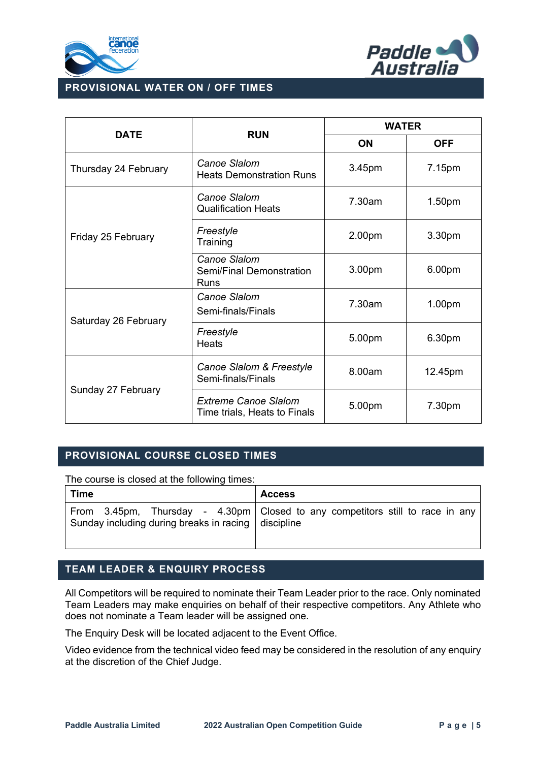## PROVISIONAL WATER ON / OFF TIMES

| DATE | RUN | WATER | |
|---|---|---|---|
| | | ON | OFF |
| Thursday 24 February | *Canoe Slalom* Heats Demonstration Runs | 3.45pm | 7.15pm |
| Friday 25 February | *Canoe Slalom* Qualification Heats | 7.30am | 1.50pm |
| | *Freestyle* Training | 2.00pm | 3.30pm |
| | *Canoe Slalom* Semi/Final Demonstration Runs | 3.00pm | 6.00pm |
| Saturday 26 February | *Canoe Slalom* Semi-finals/Finals | 7.30am | 1.00pm |
| | *Freestyle* Heats | 5.00pm | 6.30pm |
| Sunday 27 February | *Canoe Slalom & Freestyle* Semi-finals/Finals | 8.00am | 12.45pm |
| | *Extreme Canoe Slalom* Time trials, Heats to Finals | 5.00pm | 7.30pm |

## PROVISIONAL COURSE CLOSED TIMES

The course is closed at the following times:

| Time | Access |
|---|---|
| From 3.45pm, Thursday - 4.30pm Sunday including during breaks in racing | Closed to any competitors still to race in any discipline |

## TEAM LEADER & ENQUIRY PROCESS

All Competitors will be required to nominate their Team Leader prior to the race. Only nominated Team Leaders may make enquiries on behalf of their respective competitors. Any Athlete who does not nominate a Team leader will be assigned one.

The Enquiry Desk will be located adjacent to the Event Office.

Video evidence from the technical video feed may be considered in the resolution of any enquiry at the discretion of the Chief Judge.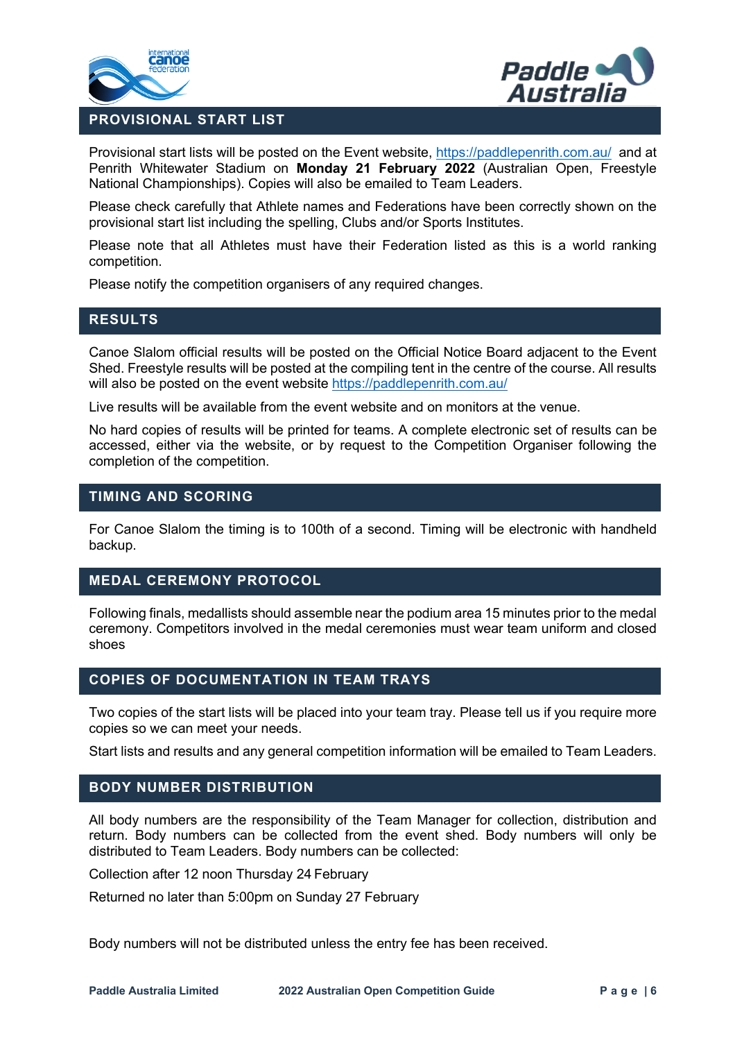## PROVISIONAL START LIST

Provisional start lists will be posted on the Event website, https://paddlepenrith.com.au/ and at Penrith Whitewater Stadium on **Monday 21 February 2022** (Australian Open, Freestyle National Championships). Copies will also be emailed to Team Leaders.

Please check carefully that Athlete names and Federations have been correctly shown on the provisional start list including the spelling, Clubs and/or Sports Institutes.

Please note that all Athletes must have their Federation listed as this is a world ranking competition.

Please notify the competition organisers of any required changes.

## RESULTS

Canoe Slalom official results will be posted on the Official Notice Board adjacent to the Event Shed. Freestyle results will be posted at the compiling tent in the centre of the course. All results will also be posted on the event website https://paddlepenrith.com.au/

Live results will be available from the event website and on monitors at the venue.

No hard copies of results will be printed for teams. A complete electronic set of results can be accessed, either via the website, or by request to the Competition Organiser following the completion of the competition.

## TIMING AND SCORING

For Canoe Slalom the timing is to 100th of a second. Timing will be electronic with handheld backup.

## MEDAL CEREMONY PROTOCOL

Following finals, medallists should assemble near the podium area 15 minutes prior to the medal ceremony. Competitors involved in the medal ceremonies must wear team uniform and closed shoes

## COPIES OF DOCUMENTATION IN TEAM TRAYS

Two copies of the start lists will be placed into your team tray. Please tell us if you require more copies so we can meet your needs.

Start lists and results and any general competition information will be emailed to Team Leaders.

## BODY NUMBER DISTRIBUTION

All body numbers are the responsibility of the Team Manager for collection, distribution and return. Body numbers can be collected from the event shed. Body numbers will only be distributed to Team Leaders. Body numbers can be collected:

Collection after 12 noon Thursday 24 February

Returned no later than 5:00pm on Sunday 27 February

Body numbers will not be distributed unless the entry fee has been received.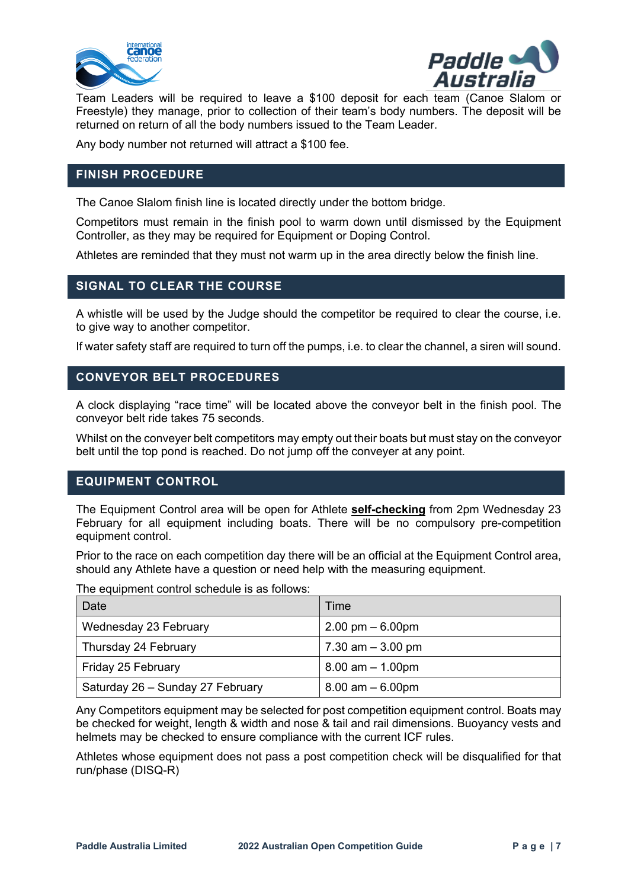Team Leaders will be required to leave a $100 deposit for each team (Canoe Slalom or Freestyle) they manage, prior to collection of their team's body numbers. The deposit will be returned on return of all the body numbers issued to the Team Leader.

Any body number not returned will attract a $100 fee.

## FINISH PROCEDURE

The Canoe Slalom finish line is located directly under the bottom bridge.

Competitors must remain in the finish pool to warm down until dismissed by the Equipment Controller, as they may be required for Equipment or Doping Control.

Athletes are reminded that they must not warm up in the area directly below the finish line.

## SIGNAL TO CLEAR THE COURSE

A whistle will be used by the Judge should the competitor be required to clear the course, i.e. to give way to another competitor.

If water safety staff are required to turn off the pumps, i.e. to clear the channel, a siren will sound.

## CONVEYOR BELT PROCEDURES

A clock displaying "race time" will be located above the conveyor belt in the finish pool. The conveyor belt ride takes 75 seconds.

Whilst on the conveyer belt competitors may empty out their boats but must stay on the conveyor belt until the top pond is reached. Do not jump off the conveyer at any point.

## EQUIPMENT CONTROL

The Equipment Control area will be open for Athlete **self-checking** from 2pm Wednesday 23 February for all equipment including boats. There will be no compulsory pre-competition equipment control.

Prior to the race on each competition day there will be an official at the Equipment Control area, should any Athlete have a question or need help with the measuring equipment.

The equipment control schedule is as follows:

| Date | Time |
|---|---|
| Wednesday 23 February | 2.00 pm – 6.00pm |
| Thursday 24 February | 7.30 am – 3.00 pm |
| Friday 25 February | 8.00 am – 1.00pm |
| Saturday 26 – Sunday 27 February | 8.00 am – 6.00pm |

Any Competitors equipment may be selected for post competition equipment control. Boats may be checked for weight, length & width and nose & tail and rail dimensions. Buoyancy vests and helmets may be checked to ensure compliance with the current ICF rules.

Athletes whose equipment does not pass a post competition check will be disqualified for that run/phase (DISQ-R)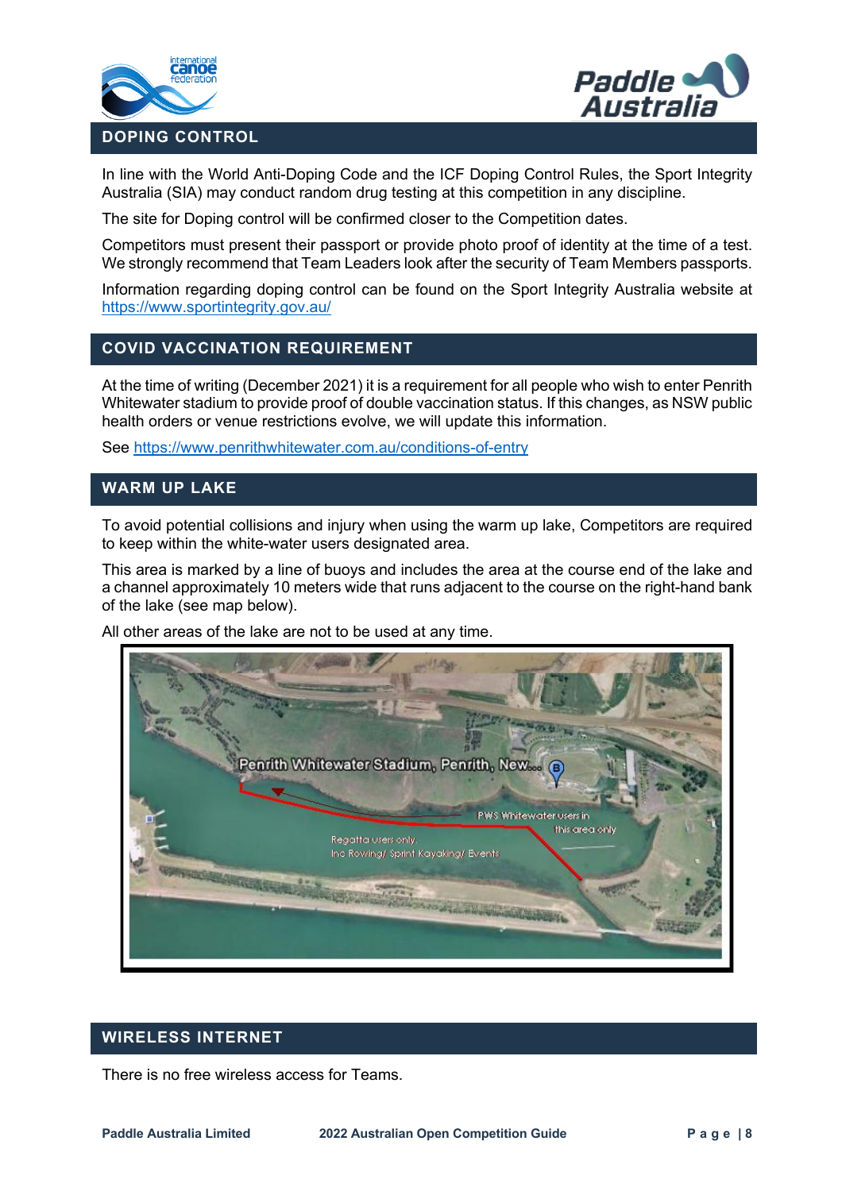## DOPING CONTROL

In line with the World Anti-Doping Code and the ICF Doping Control Rules, the Sport Integrity Australia (SIA) may conduct random drug testing at this competition in any discipline.

The site for Doping control will be confirmed closer to the Competition dates.

Competitors must present their passport or provide photo proof of identity at the time of a test. We strongly recommend that Team Leaders look after the security of Team Members passports.

Information regarding doping control can be found on the Sport Integrity Australia website at https://www.sportintegrity.gov.au/

## COVID VACCINATION REQUIREMENT

At the time of writing (December 2021) it is a requirement for all people who wish to enter Penrith Whitewater stadium to provide proof of double vaccination status. If this changes, as NSW public health orders or venue restrictions evolve, we will update this information.

See https://www.penrithwhitewater.com.au/conditions-of-entry

## WARM UP LAKE

To avoid potential collisions and injury when using the warm up lake, Competitors are required to keep within the white-water users designated area.

This area is marked by a line of buoys and includes the area at the course end of the lake and a channel approximately 10 meters wide that runs adjacent to the course on the right-hand bank of the lake (see map below).

All other areas of the lake are not to be used at any time.

## WIRELESS INTERNET

There is no free wireless access for Teams.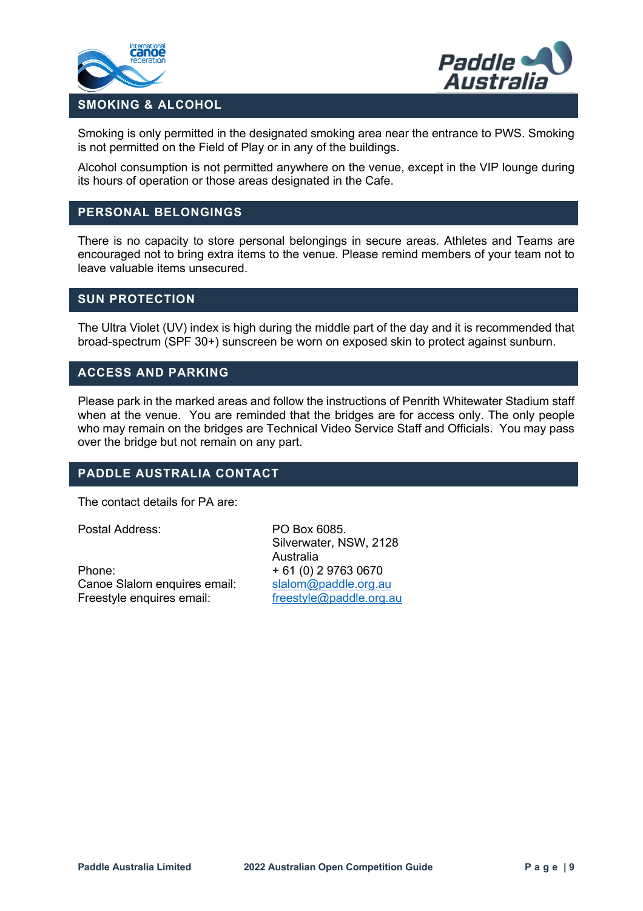## SMOKING & ALCOHOL

Smoking is only permitted in the designated smoking area near the entrance to PWS. Smoking is not permitted on the Field of Play or in any of the buildings.

Alcohol consumption is not permitted anywhere on the venue, except in the VIP lounge during its hours of operation or those areas designated in the Cafe.

## PERSONAL BELONGINGS

There is no capacity to store personal belongings in secure areas. Athletes and Teams are encouraged not to bring extra items to the venue. Please remind members of your team not to leave valuable items unsecured.

## SUN PROTECTION

The Ultra Violet (UV) index is high during the middle part of the day and it is recommended that broad-spectrum (SPF 30+) sunscreen be worn on exposed skin to protect against sunburn.

## ACCESS AND PARKING

Please park in the marked areas and follow the instructions of Penrith Whitewater Stadium staff when at the venue. You are reminded that the bridges are for access only. The only people who may remain on the bridges are Technical Video Service Staff and Officials. You may pass over the bridge but not remain on any part.

## PADDLE AUSTRALIA CONTACT

The contact details for PA are:

| | |
|---|---|
| Postal Address: | PO Box 6085.<br>Silverwater, NSW, 2128<br>Australia |
| Phone: | + 61 (0) 2 9763 0670 |
| Canoe Slalom enquires email: | slalom@paddle.org.au |
| Freestyle enquires email: | freestyle@paddle.org.au |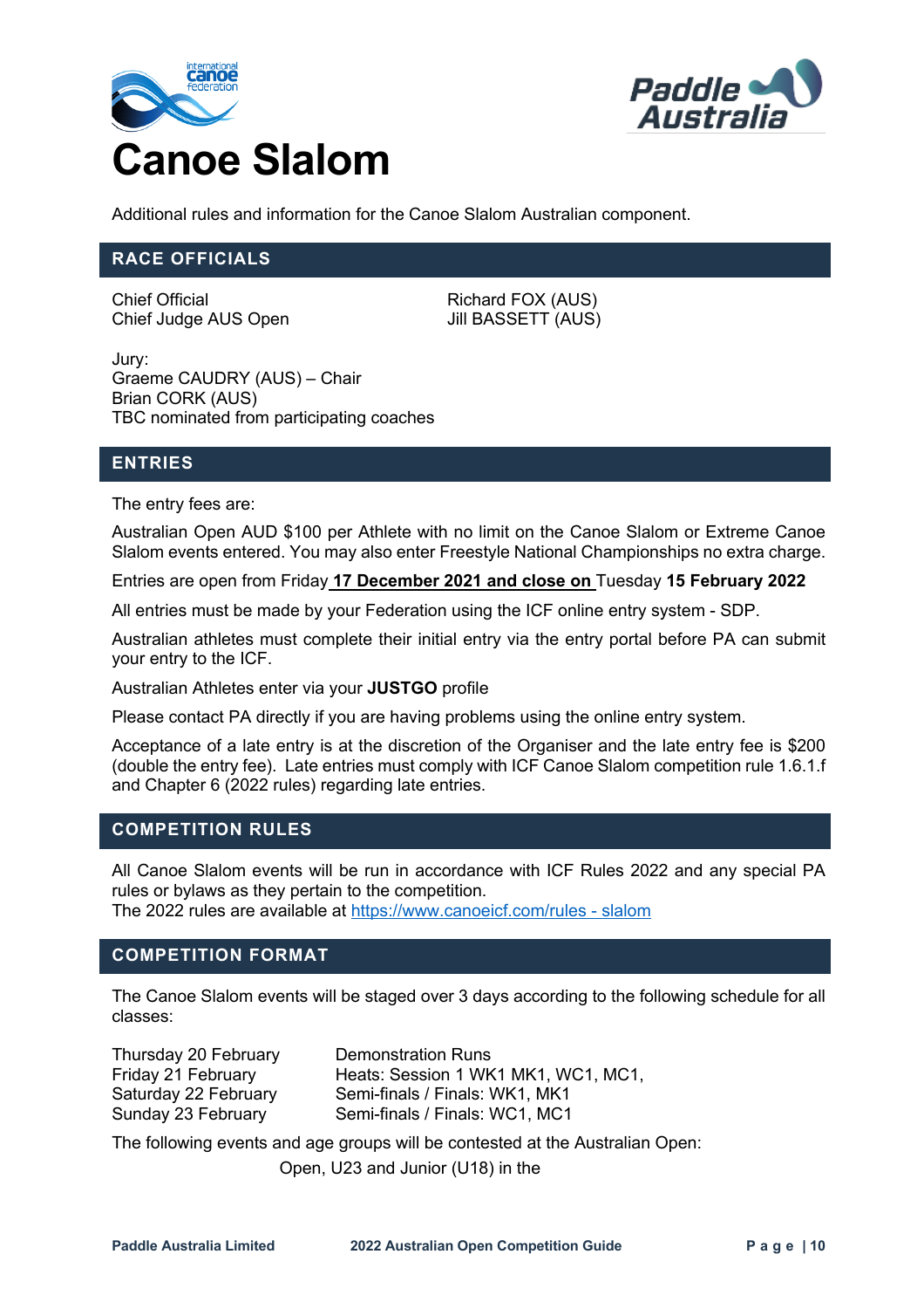# Canoe Slalom

Additional rules and information for the Canoe Slalom Australian component.

## RACE OFFICIALS

| | |
|---|---|
| Chief Official | Richard FOX (AUS) |
| Chief Judge AUS Open | Jill BASSETT (AUS) |

Jury:
Graeme CAUDRY (AUS) – Chair
Brian CORK (AUS)
TBC nominated from participating coaches

## ENTRIES

The entry fees are:

Australian Open AUD $100 per Athlete with no limit on the Canoe Slalom or Extreme Canoe Slalom events entered. You may also enter Freestyle National Championships no extra charge.

Entries are open from Friday **17 December 2021 and close on** Tuesday **15 February 2022**

All entries must be made by your Federation using the ICF online entry system - SDP.

Australian athletes must complete their initial entry via the entry portal before PA can submit your entry to the ICF.

Australian Athletes enter via your **JUSTGO** profile

Please contact PA directly if you are having problems using the online entry system.

Acceptance of a late entry is at the discretion of the Organiser and the late entry fee is $200 (double the entry fee). Late entries must comply with ICF Canoe Slalom competition rule 1.6.1.f and Chapter 6 (2022 rules) regarding late entries.

## COMPETITION RULES

All Canoe Slalom events will be run in accordance with ICF Rules 2022 and any special PA rules or bylaws as they pertain to the competition.
The 2022 rules are available at https://www.canoeicf.com/rules - slalom

## COMPETITION FORMAT

The Canoe Slalom events will be staged over 3 days according to the following schedule for all classes:

| | |
|---|---|
| Thursday 20 February | Demonstration Runs |
| Friday 21 February | Heats: Session 1 WK1 MK1, WC1, MC1, |
| Saturday 22 February | Semi-finals / Finals: WK1, MK1 |
| Sunday 23 February | Semi-finals / Finals: WC1, MC1 |

The following events and age groups will be contested at the Australian Open:

Open, U23 and Junior (U18) in the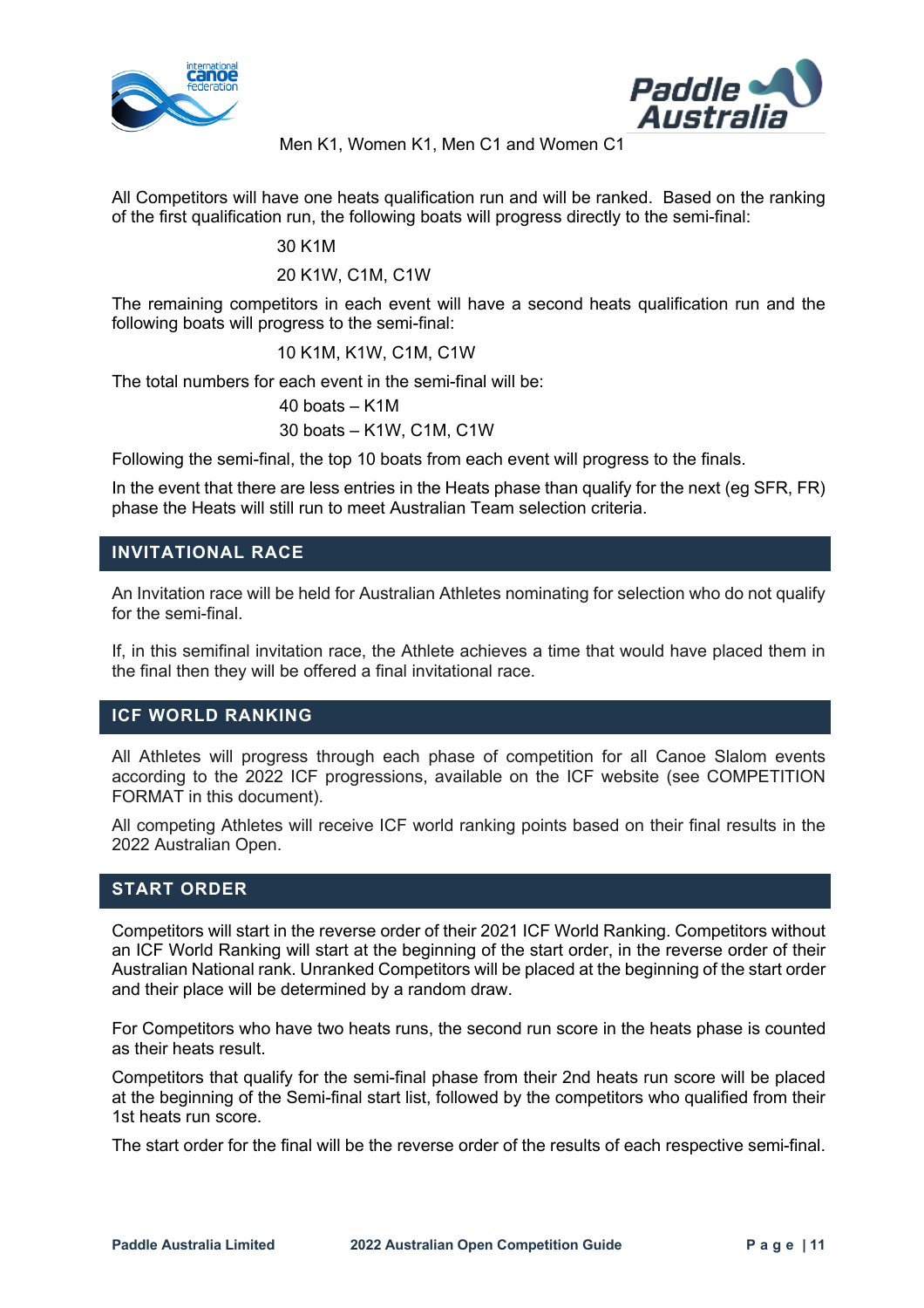Men K1, Women K1, Men C1 and Women C1

All Competitors will have one heats qualification run and will be ranked. Based on the ranking of the first qualification run, the following boats will progress directly to the semi-final:

30 K1M

20 K1W, C1M, C1W

The remaining competitors in each event will have a second heats qualification run and the following boats will progress to the semi-final:

10 K1M, K1W, C1M, C1W

The total numbers for each event in the semi-final will be:

40 boats – K1M

30 boats – K1W, C1M, C1W

Following the semi-final, the top 10 boats from each event will progress to the finals.

In the event that there are less entries in the Heats phase than qualify for the next (eg SFR, FR) phase the Heats will still run to meet Australian Team selection criteria.

## INVITATIONAL RACE

An Invitation race will be held for Australian Athletes nominating for selection who do not qualify for the semi-final.

If, in this semifinal invitation race, the Athlete achieves a time that would have placed them in the final then they will be offered a final invitational race.

## ICF WORLD RANKING

All Athletes will progress through each phase of competition for all Canoe Slalom events according to the 2022 ICF progressions, available on the ICF website (see COMPETITION FORMAT in this document).

All competing Athletes will receive ICF world ranking points based on their final results in the 2022 Australian Open.

## START ORDER

Competitors will start in the reverse order of their 2021 ICF World Ranking. Competitors without an ICF World Ranking will start at the beginning of the start order, in the reverse order of their Australian National rank. Unranked Competitors will be placed at the beginning of the start order and their place will be determined by a random draw.

For Competitors who have two heats runs, the second run score in the heats phase is counted as their heats result.

Competitors that qualify for the semi-final phase from their 2nd heats run score will be placed at the beginning of the Semi-final start list, followed by the competitors who qualified from their 1st heats run score.

The start order for the final will be the reverse order of the results of each respective semi-final.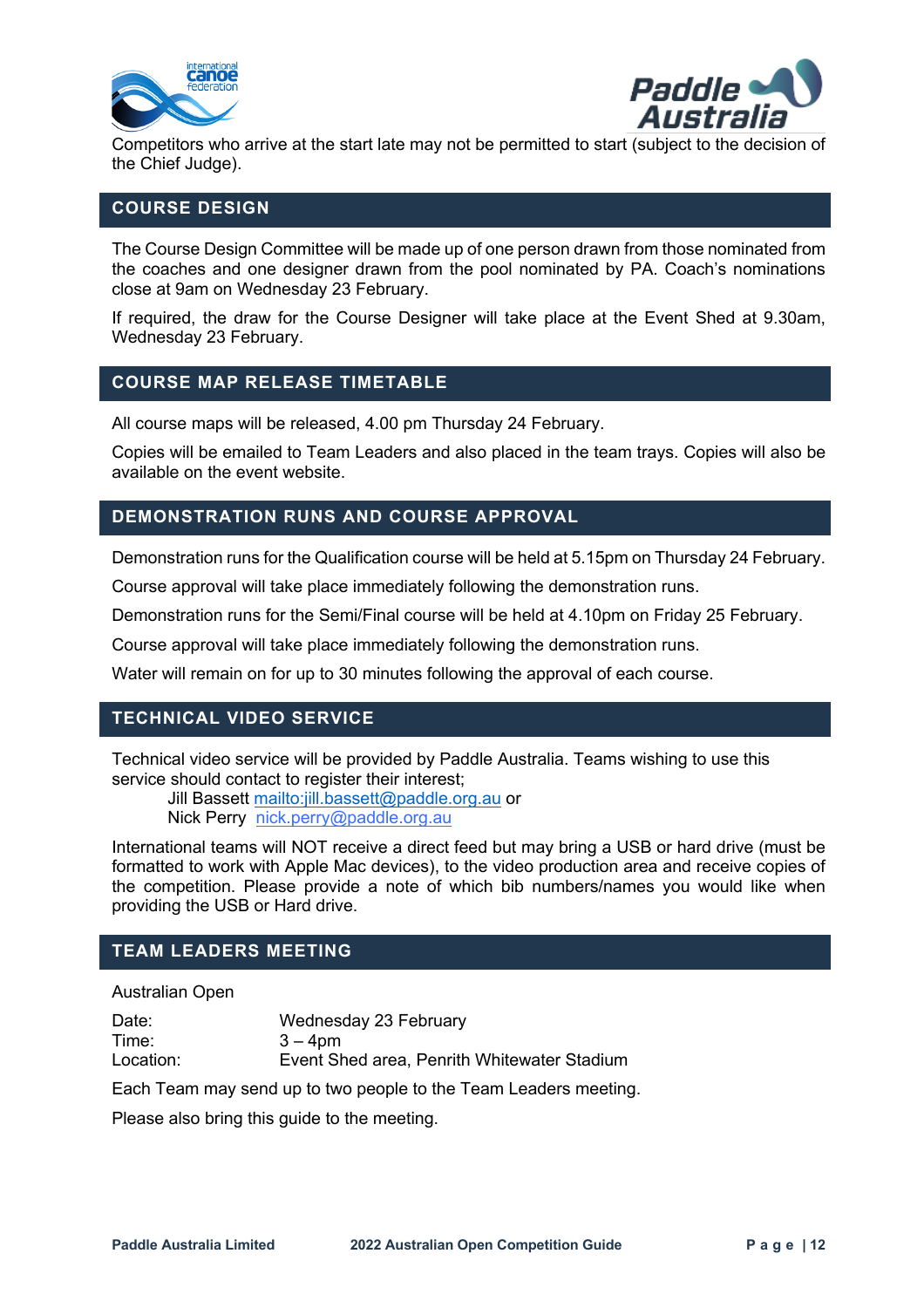Competitors who arrive at the start late may not be permitted to start (subject to the decision of the Chief Judge).

## COURSE DESIGN

The Course Design Committee will be made up of one person drawn from those nominated from the coaches and one designer drawn from the pool nominated by PA. Coach's nominations close at 9am on Wednesday 23 February.

If required, the draw for the Course Designer will take place at the Event Shed at 9.30am, Wednesday 23 February.

## COURSE MAP RELEASE TIMETABLE

All course maps will be released, 4.00 pm Thursday 24 February.

Copies will be emailed to Team Leaders and also placed in the team trays. Copies will also be available on the event website.

## DEMONSTRATION RUNS AND COURSE APPROVAL

Demonstration runs for the Qualification course will be held at 5.15pm on Thursday 24 February.

Course approval will take place immediately following the demonstration runs.

Demonstration runs for the Semi/Final course will be held at 4.10pm on Friday 25 February.

Course approval will take place immediately following the demonstration runs.

Water will remain on for up to 30 minutes following the approval of each course.

## TECHNICAL VIDEO SERVICE

Technical video service will be provided by Paddle Australia. Teams wishing to use this service should contact to register their interest;

Jill Bassett mailto:jill.bassett@paddle.org.au or
Nick Perry nick.perry@paddle.org.au

International teams will NOT receive a direct feed but may bring a USB or hard drive (must be formatted to work with Apple Mac devices), to the video production area and receive copies of the competition. Please provide a note of which bib numbers/names you would like when providing the USB or Hard drive.

## TEAM LEADERS MEETING

Australian Open

| | |
|---|---|
| Date: | Wednesday 23 February |
| Time: | 3 – 4pm |
| Location: | Event Shed area, Penrith Whitewater Stadium |

Each Team may send up to two people to the Team Leaders meeting.

Please also bring this guide to the meeting.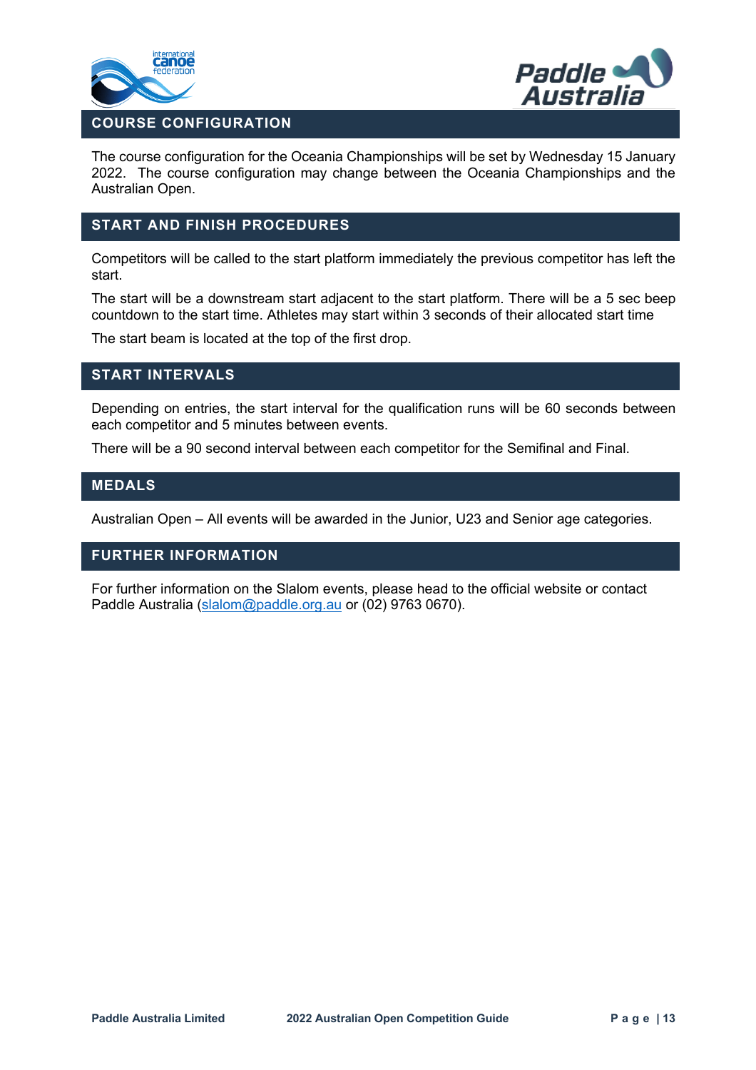## COURSE CONFIGURATION

The course configuration for the Oceania Championships will be set by Wednesday 15 January 2022. The course configuration may change between the Oceania Championships and the Australian Open.

## START AND FINISH PROCEDURES

Competitors will be called to the start platform immediately the previous competitor has left the start.

The start will be a downstream start adjacent to the start platform. There will be a 5 sec beep countdown to the start time. Athletes may start within 3 seconds of their allocated start time

The start beam is located at the top of the first drop.

## START INTERVALS

Depending on entries, the start interval for the qualification runs will be 60 seconds between each competitor and 5 minutes between events.

There will be a 90 second interval between each competitor for the Semifinal and Final.

## MEDALS

Australian Open – All events will be awarded in the Junior, U23 and Senior age categories.

## FURTHER INFORMATION

For further information on the Slalom events, please head to the official website or contact Paddle Australia (slalom@paddle.org.au or (02) 9763 0670).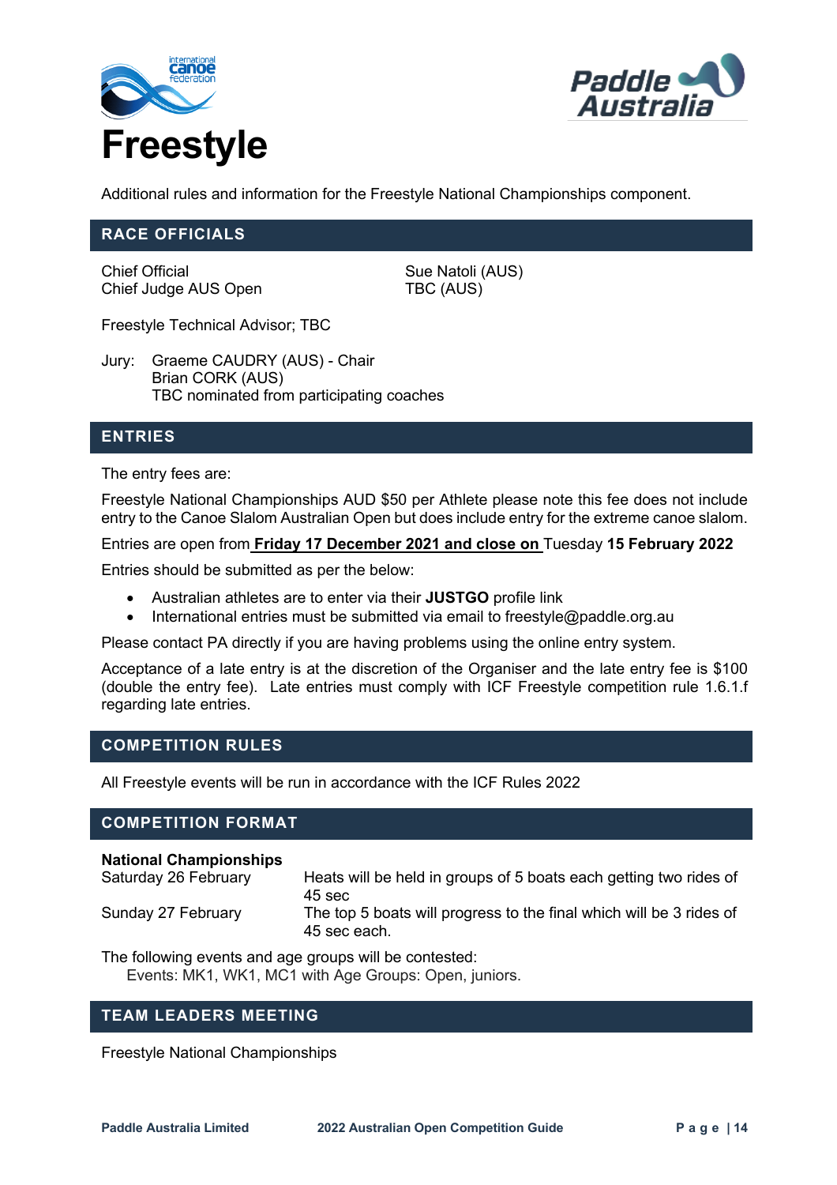# Freestyle

Additional rules and information for the Freestyle National Championships component.

## RACE OFFICIALS

| | |
|---|---|
| Chief Official | Sue Natoli (AUS) |
| Chief Judge AUS Open | TBC (AUS) |

Freestyle Technical Advisor; TBC

Jury: Graeme CAUDRY (AUS) - Chair
Brian CORK (AUS)
TBC nominated from participating coaches

## ENTRIES

The entry fees are:

Freestyle National Championships AUD $50 per Athlete please note this fee does not include entry to the Canoe Slalom Australian Open but does include entry for the extreme canoe slalom.

Entries are open from **Friday 17 December 2021 and close on** Tuesday **15 February 2022**

Entries should be submitted as per the below:

- Australian athletes are to enter via their **JUSTGO** profile link
- International entries must be submitted via email to freestyle@paddle.org.au

Please contact PA directly if you are having problems using the online entry system.

Acceptance of a late entry is at the discretion of the Organiser and the late entry fee is $100 (double the entry fee). Late entries must comply with ICF Freestyle competition rule 1.6.1.f regarding late entries.

## COMPETITION RULES

All Freestyle events will be run in accordance with the ICF Rules 2022

## COMPETITION FORMAT

**National Championships**

| | |
|---|---|
| Saturday 26 February | Heats will be held in groups of 5 boats each getting two rides of 45 sec |
| Sunday 27 February | The top 5 boats will progress to the final which will be 3 rides of 45 sec each. |

The following events and age groups will be contested:
Events: MK1, WK1, MC1 with Age Groups: Open, juniors.

## TEAM LEADERS MEETING

Freestyle National Championships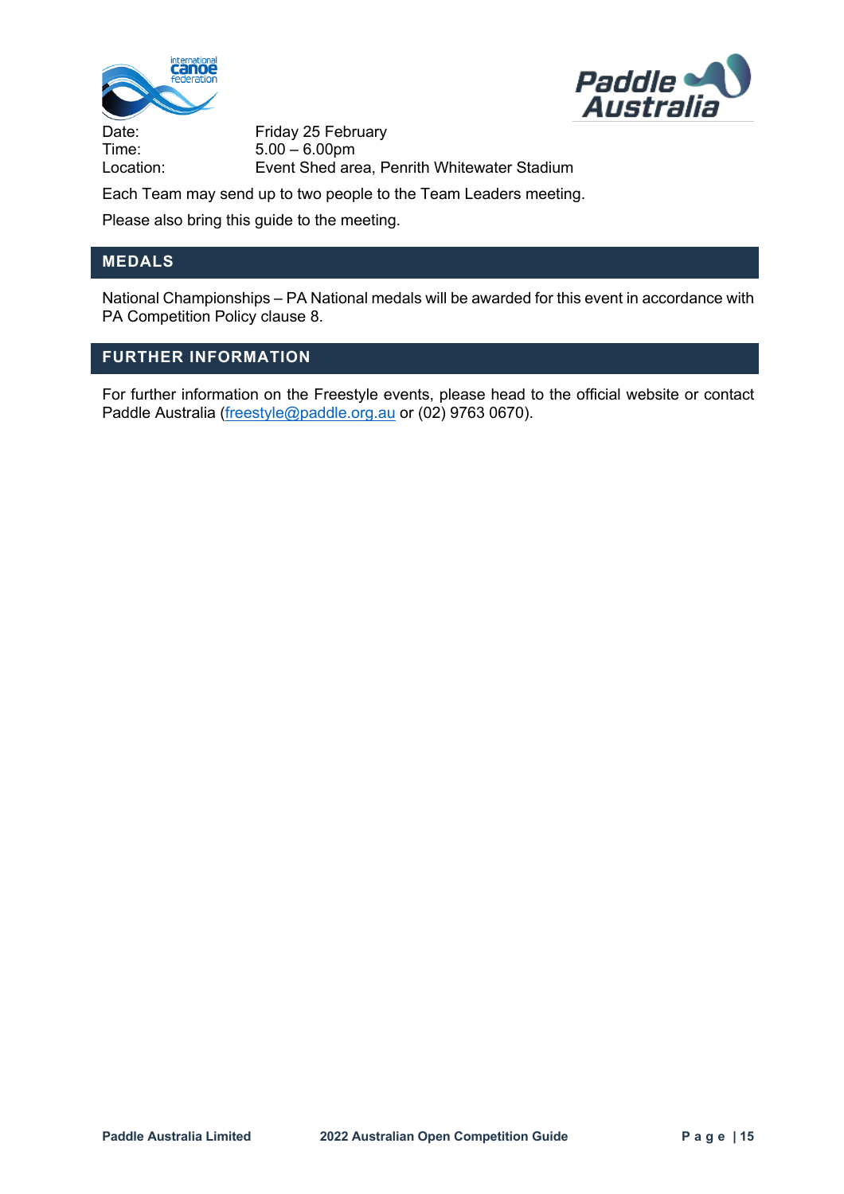| | |
|---|---|
| Date: | Friday 25 February |
| Time: | 5.00 – 6.00pm |
| Location: | Event Shed area, Penrith Whitewater Stadium |

Each Team may send up to two people to the Team Leaders meeting.

Please also bring this guide to the meeting.

## MEDALS

National Championships – PA National medals will be awarded for this event in accordance with PA Competition Policy clause 8.

## FURTHER INFORMATION

For further information on the Freestyle events, please head to the official website or contact Paddle Australia (freestyle@paddle.org.au) or (02) 9763 0670).